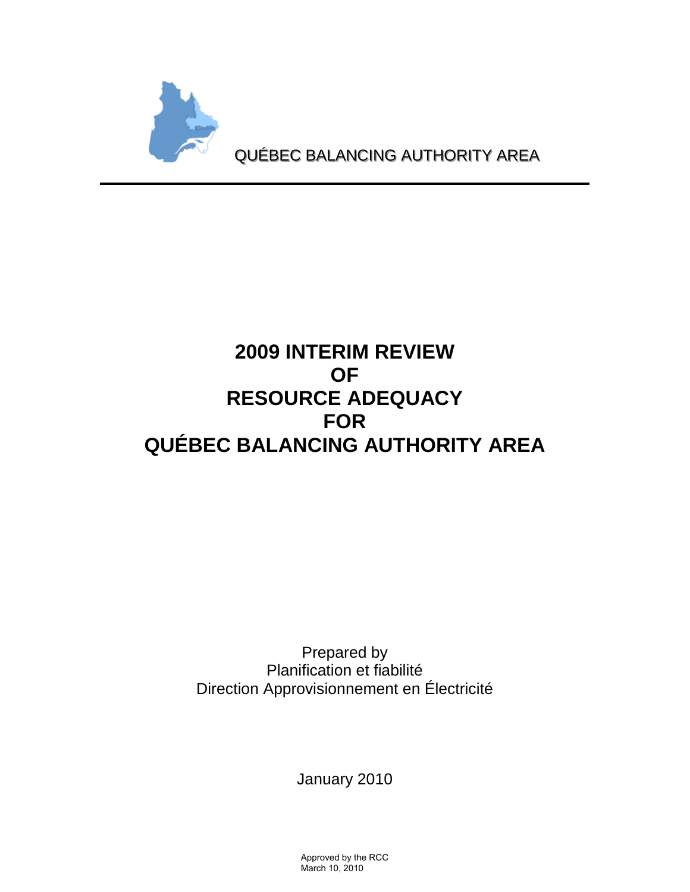QUÉBEC BALANCING AUTHORITY AREA

# 2009 INTERIM REVIEW OF RESOURCE ADEQUACY FOR QUÉBEC BALANCING AUTHORITY AREA

Prepared by
Planification et fiabilité
Direction Approvisionnement en Électricité

January 2010

Approved by the RCC
March 10, 2010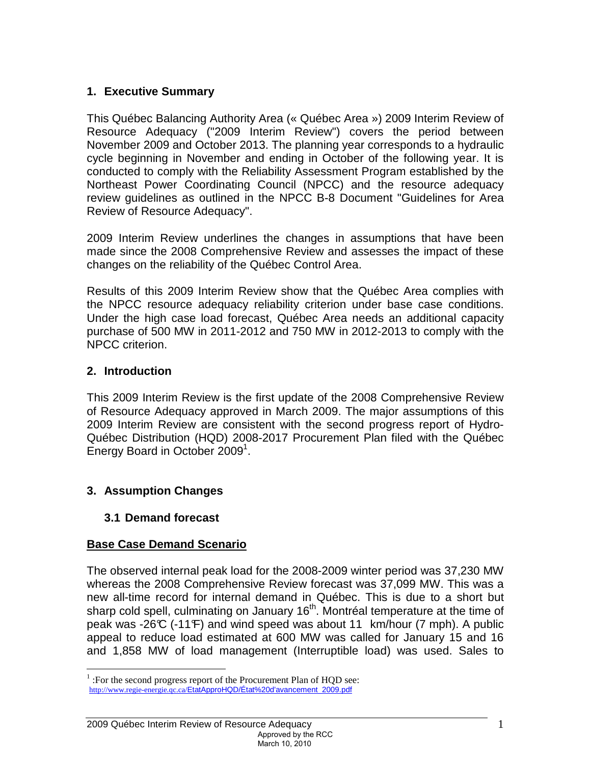## 1. Executive Summary

This Québec Balancing Authority Area (« Québec Area ») 2009 Interim Review of Resource Adequacy ("2009 Interim Review") covers the period between November 2009 and October 2013. The planning year corresponds to a hydraulic cycle beginning in November and ending in October of the following year. It is conducted to comply with the Reliability Assessment Program established by the Northeast Power Coordinating Council (NPCC) and the resource adequacy review guidelines as outlined in the NPCC B-8 Document "Guidelines for Area Review of Resource Adequacy".

2009 Interim Review underlines the changes in assumptions that have been made since the 2008 Comprehensive Review and assesses the impact of these changes on the reliability of the Québec Control Area.

Results of this 2009 Interim Review show that the Québec Area complies with the NPCC resource adequacy reliability criterion under base case conditions. Under the high case load forecast, Québec Area needs an additional capacity purchase of 500 MW in 2011-2012 and 750 MW in 2012-2013 to comply with the NPCC criterion.

## 2. Introduction

This 2009 Interim Review is the first update of the 2008 Comprehensive Review of Resource Adequacy approved in March 2009. The major assumptions of this 2009 Interim Review are consistent with the second progress report of Hydro-Québec Distribution (HQD) 2008-2017 Procurement Plan filed with the Québec Energy Board in October 2009[1].

## 3. Assumption Changes

### 3.1 Demand forecast

**Base Case Demand Scenario**

The observed internal peak load for the 2008-2009 winter period was 37,230 MW whereas the 2008 Comprehensive Review forecast was 37,099 MW. This was a new all-time record for internal demand in Québec. This is due to a short but sharp cold spell, culminating on January 16th. Montréal temperature at the time of peak was -26°C (-11°F) and wind speed was about 11 km/hour (7 mph). A public appeal to reduce load estimated at 600 MW was called for January 15 and 16 and 1,858 MW of load management (Interruptible load) was used. Sales to

[1] :For the second progress report of the Procurement Plan of HQD see: http://www.regie-energie.qc.ca/EtatApproHQD/État%20d'avancement_2009.pdf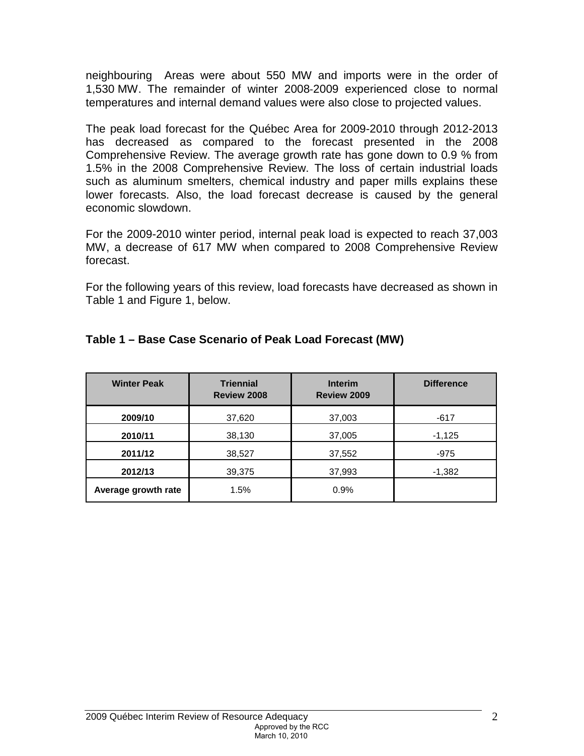neighbouring Areas were about 550 MW and imports were in the order of 1,530 MW. The remainder of winter 2008-2009 experienced close to normal temperatures and internal demand values were also close to projected values.

The peak load forecast for the Québec Area for 2009-2010 through 2012-2013 has decreased as compared to the forecast presented in the 2008 Comprehensive Review. The average growth rate has gone down to 0.9 % from 1.5% in the 2008 Comprehensive Review. The loss of certain industrial loads such as aluminum smelters, chemical industry and paper mills explains these lower forecasts. Also, the load forecast decrease is caused by the general economic slowdown.

For the 2009-2010 winter period, internal peak load is expected to reach 37,003 MW, a decrease of 617 MW when compared to 2008 Comprehensive Review forecast.

For the following years of this review, load forecasts have decreased as shown in Table 1 and Figure 1, below.

**Table 1 – Base Case Scenario of Peak Load Forecast (MW)**

| Winter Peak | Triennial Review 2008 | Interim Review 2009 | Difference |
|---|---|---|---|
| **2009/10** | 37,620 | 37,003 | -617 |
| **2010/11** | 38,130 | 37,005 | -1,125 |
| **2011/12** | 38,527 | 37,552 | -975 |
| **2012/13** | 39,375 | 37,993 | -1,382 |
| **Average growth rate** | 1.5% | 0.9% | |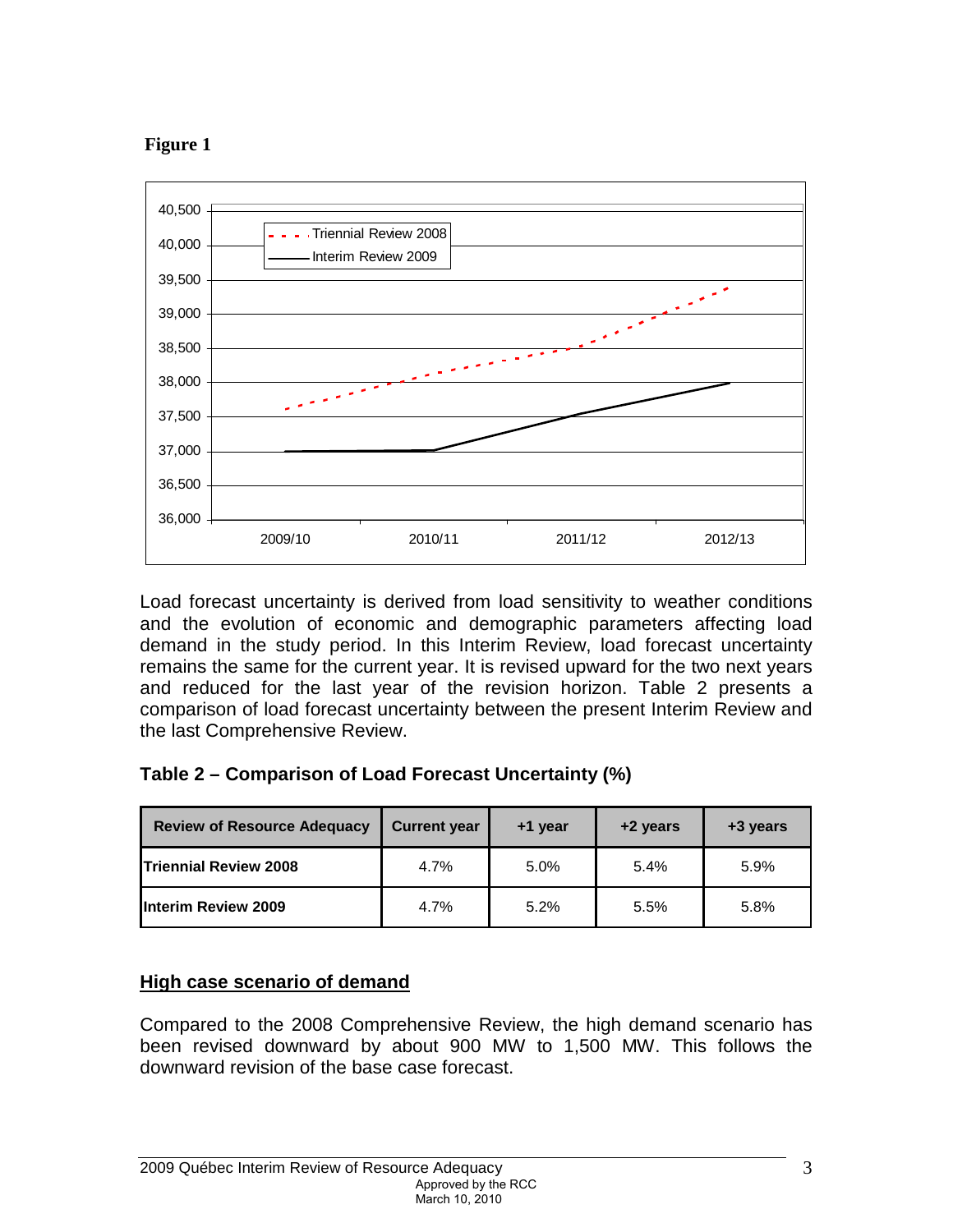**Figure 1**

Load forecast uncertainty is derived from load sensitivity to weather conditions and the evolution of economic and demographic parameters affecting load demand in the study period. In this Interim Review, load forecast uncertainty remains the same for the current year. It is revised upward for the two next years and reduced for the last year of the revision horizon. Table 2 presents a comparison of load forecast uncertainty between the present Interim Review and the last Comprehensive Review.

**Table 2 – Comparison of Load Forecast Uncertainty (%)**

| Review of Resource Adequacy | Current year | +1 year | +2 years | +3 years |
|---|---|---|---|---|
| **Triennial Review 2008** | 4.7% | 5.0% | 5.4% | 5.9% |
| **Interim Review 2009** | 4.7% | 5.2% | 5.5% | 5.8% |

## High case scenario of demand

Compared to the 2008 Comprehensive Review, the high demand scenario has been revised downward by about 900 MW to 1,500 MW. This follows the downward revision of the base case forecast.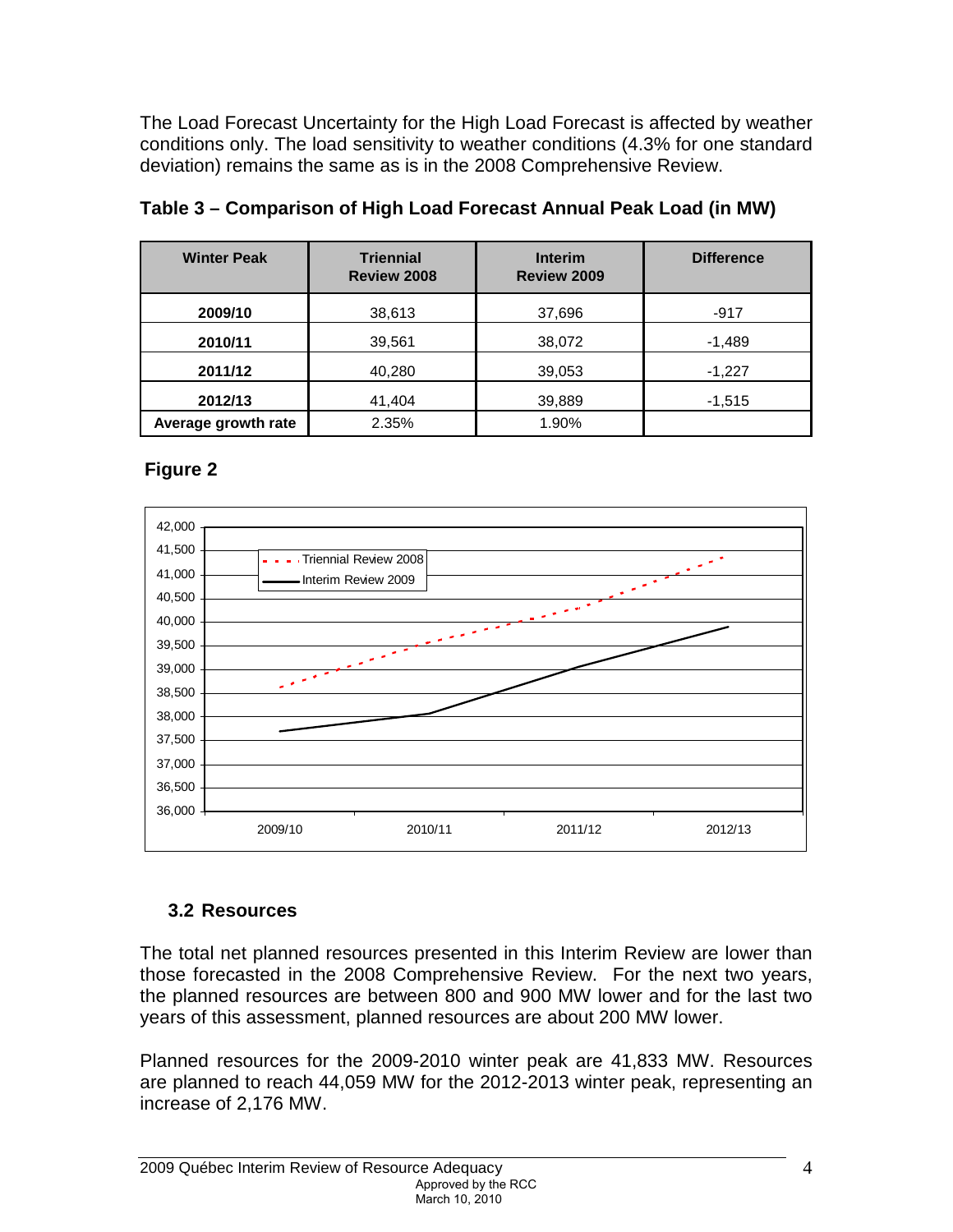The Load Forecast Uncertainty for the High Load Forecast is affected by weather conditions only. The load sensitivity to weather conditions (4.3% for one standard deviation) remains the same as is in the 2008 Comprehensive Review.

**Table 3 – Comparison of High Load Forecast Annual Peak Load (in MW)**

| Winter Peak | Triennial Review 2008 | Interim Review 2009 | Difference |
|---|---|---|---|
| **2009/10** | 38,613 | 37,696 | -917 |
| **2010/11** | 39,561 | 38,072 | -1,489 |
| **2011/12** | 40,280 | 39,053 | -1,227 |
| **2012/13** | 41,404 | 39,889 | -1,515 |
| **Average growth rate** | 2.35% | 1.90% | |

**Figure 2**

### 3.2 Resources

The total net planned resources presented in this Interim Review are lower than those forecasted in the 2008 Comprehensive Review. For the next two years, the planned resources are between 800 and 900 MW lower and for the last two years of this assessment, planned resources are about 200 MW lower.

Planned resources for the 2009-2010 winter peak are 41,833 MW. Resources are planned to reach 44,059 MW for the 2012-2013 winter peak, representing an increase of 2,176 MW.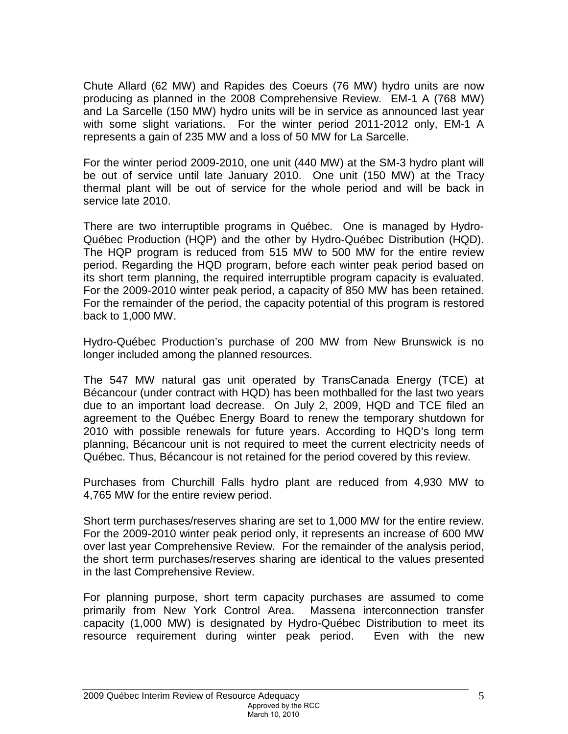Chute Allard (62 MW) and Rapides des Coeurs (76 MW) hydro units are now producing as planned in the 2008 Comprehensive Review. EM-1 A (768 MW) and La Sarcelle (150 MW) hydro units will be in service as announced last year with some slight variations. For the winter period 2011-2012 only, EM-1 A represents a gain of 235 MW and a loss of 50 MW for La Sarcelle.

For the winter period 2009-2010, one unit (440 MW) at the SM-3 hydro plant will be out of service until late January 2010. One unit (150 MW) at the Tracy thermal plant will be out of service for the whole period and will be back in service late 2010.

There are two interruptible programs in Québec. One is managed by Hydro-Québec Production (HQP) and the other by Hydro-Québec Distribution (HQD). The HQP program is reduced from 515 MW to 500 MW for the entire review period. Regarding the HQD program, before each winter peak period based on its short term planning, the required interruptible program capacity is evaluated. For the 2009-2010 winter peak period, a capacity of 850 MW has been retained. For the remainder of the period, the capacity potential of this program is restored back to 1,000 MW.

Hydro-Québec Production's purchase of 200 MW from New Brunswick is no longer included among the planned resources.

The 547 MW natural gas unit operated by TransCanada Energy (TCE) at Bécancour (under contract with HQD) has been mothballed for the last two years due to an important load decrease. On July 2, 2009, HQD and TCE filed an agreement to the Québec Energy Board to renew the temporary shutdown for 2010 with possible renewals for future years. According to HQD's long term planning, Bécancour unit is not required to meet the current electricity needs of Québec. Thus, Bécancour is not retained for the period covered by this review.

Purchases from Churchill Falls hydro plant are reduced from 4,930 MW to 4,765 MW for the entire review period.

Short term purchases/reserves sharing are set to 1,000 MW for the entire review. For the 2009-2010 winter peak period only, it represents an increase of 600 MW over last year Comprehensive Review. For the remainder of the analysis period, the short term purchases/reserves sharing are identical to the values presented in the last Comprehensive Review.

For planning purpose, short term capacity purchases are assumed to come primarily from New York Control Area. Massena interconnection transfer capacity (1,000 MW) is designated by Hydro-Québec Distribution to meet its resource requirement during winter peak period. Even with the new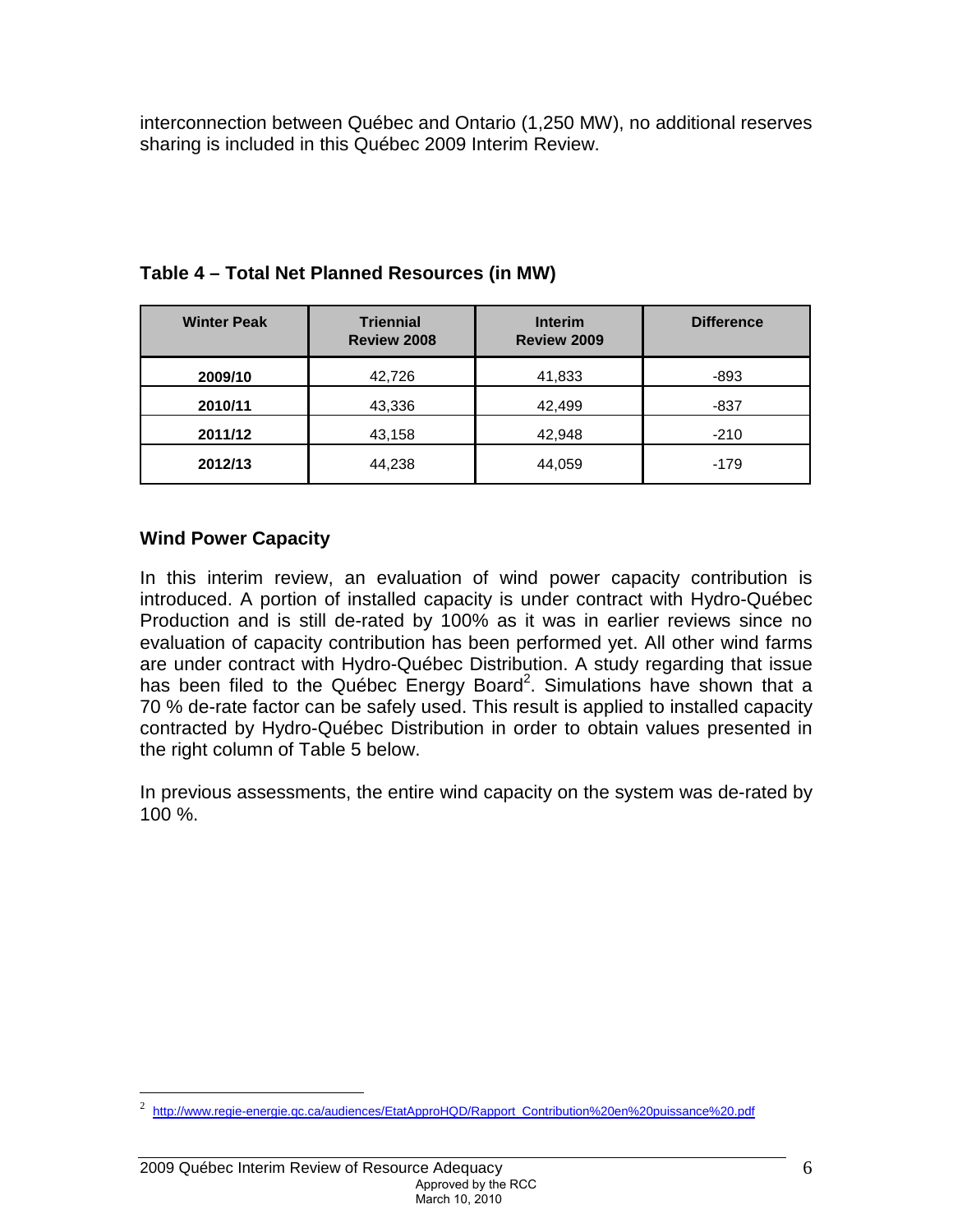interconnection between Québec and Ontario (1,250 MW), no additional reserves sharing is included in this Québec 2009 Interim Review.

**Table 4 – Total Net Planned Resources (in MW)**

| Winter Peak | Triennial Review 2008 | Interim Review 2009 | Difference |
|---|---|---|---|
| **2009/10** | 42,726 | 41,833 | -893 |
| **2010/11** | 43,336 | 42,499 | -837 |
| **2011/12** | 43,158 | 42,948 | -210 |
| **2012/13** | 44,238 | 44,059 | -179 |

### Wind Power Capacity

In this interim review, an evaluation of wind power capacity contribution is introduced. A portion of installed capacity is under contract with Hydro-Québec Production and is still de-rated by 100% as it was in earlier reviews since no evaluation of capacity contribution has been performed yet. All other wind farms are under contract with Hydro-Québec Distribution. A study regarding that issue has been filed to the Québec Energy Board[2]. Simulations have shown that a 70 % de-rate factor can be safely used. This result is applied to installed capacity contracted by Hydro-Québec Distribution in order to obtain values presented in the right column of Table 5 below.

In previous assessments, the entire wind capacity on the system was de-rated by 100 %.

[2] http://www.regie-energie.qc.ca/audiences/EtatApproHQD/Rapport_Contribution%20en%20puissance%20.pdf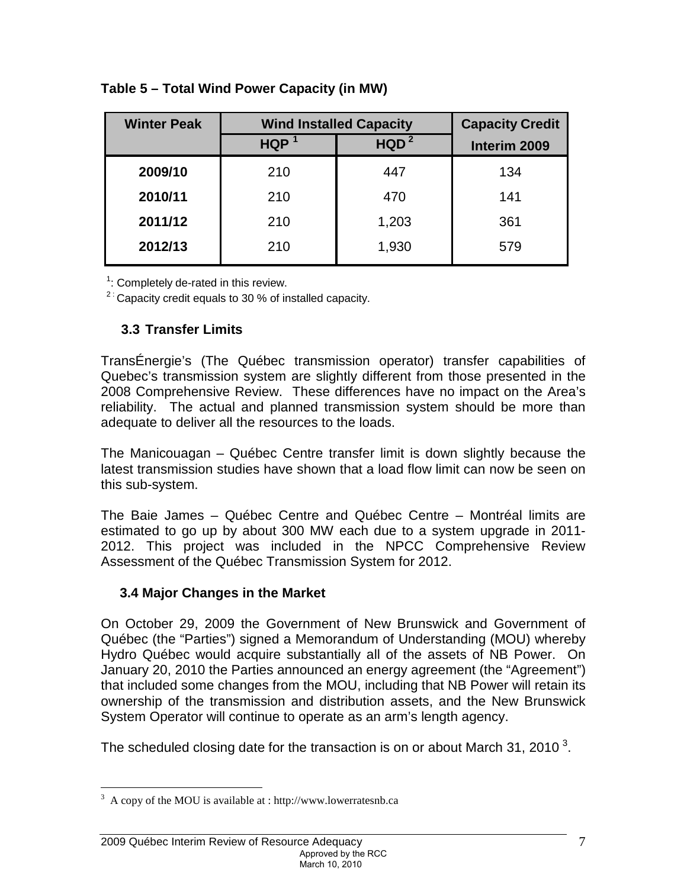**Table 5 – Total Wind Power Capacity (in MW)**

| Winter Peak | Wind Installed Capacity | | Capacity Credit |
|---|---|---|---|
| | HQP [1] | HQD [2] | Interim 2009 |
| **2009/10** | 210 | 447 | 134 |
| **2010/11** | 210 | 470 | 141 |
| **2011/12** | 210 | 1,203 | 361 |
| **2012/13** | 210 | 1,930 | 579 |

[1]: Completely de-rated in this review.
[2]: Capacity credit equals to 30 % of installed capacity.

### 3.3 Transfer Limits

TransÉnergie's (The Québec transmission operator) transfer capabilities of Quebec's transmission system are slightly different from those presented in the 2008 Comprehensive Review. These differences have no impact on the Area's reliability. The actual and planned transmission system should be more than adequate to deliver all the resources to the loads.

The Manicouagan – Québec Centre transfer limit is down slightly because the latest transmission studies have shown that a load flow limit can now be seen on this sub-system.

The Baie James – Québec Centre and Québec Centre – Montréal limits are estimated to go up by about 300 MW each due to a system upgrade in 2011-2012. This project was included in the NPCC Comprehensive Review Assessment of the Québec Transmission System for 2012.

### 3.4 Major Changes in the Market

On October 29, 2009 the Government of New Brunswick and Government of Québec (the "Parties") signed a Memorandum of Understanding (MOU) whereby Hydro Québec would acquire substantially all of the assets of NB Power. On January 20, 2010 the Parties announced an energy agreement (the "Agreement") that included some changes from the MOU, including that NB Power will retain its ownership of the transmission and distribution assets, and the New Brunswick System Operator will continue to operate as an arm's length agency.

The scheduled closing date for the transaction is on or about March 31, 2010 [3].

[3] A copy of the MOU is available at : http://www.lowerratesnb.ca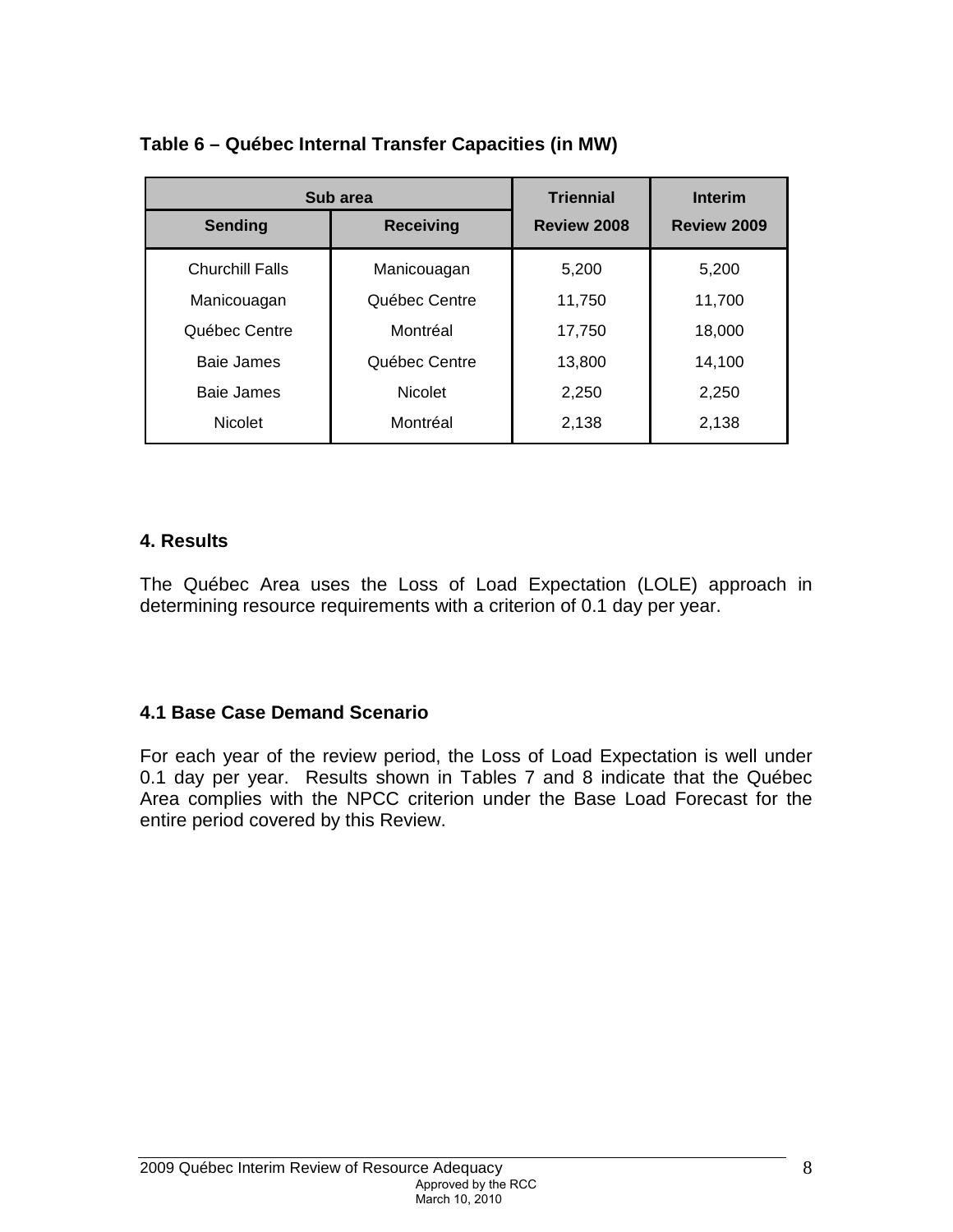**Table 6 – Québec Internal Transfer Capacities (in MW)**

| Sub area | | Triennial | Interim |
|---|---|---|---|
| **Sending** | **Receiving** | **Review 2008** | **Review 2009** |
| Churchill Falls | Manicouagan | 5,200 | 5,200 |
| Manicouagan | Québec Centre | 11,750 | 11,700 |
| Québec Centre | Montréal | 17,750 | 18,000 |
| Baie James | Québec Centre | 13,800 | 14,100 |
| Baie James | Nicolet | 2,250 | 2,250 |
| Nicolet | Montréal | 2,138 | 2,138 |

## 4. Results

The Québec Area uses the Loss of Load Expectation (LOLE) approach in determining resource requirements with a criterion of 0.1 day per year.

### 4.1 Base Case Demand Scenario

For each year of the review period, the Loss of Load Expectation is well under 0.1 day per year. Results shown in Tables 7 and 8 indicate that the Québec Area complies with the NPCC criterion under the Base Load Forecast for the entire period covered by this Review.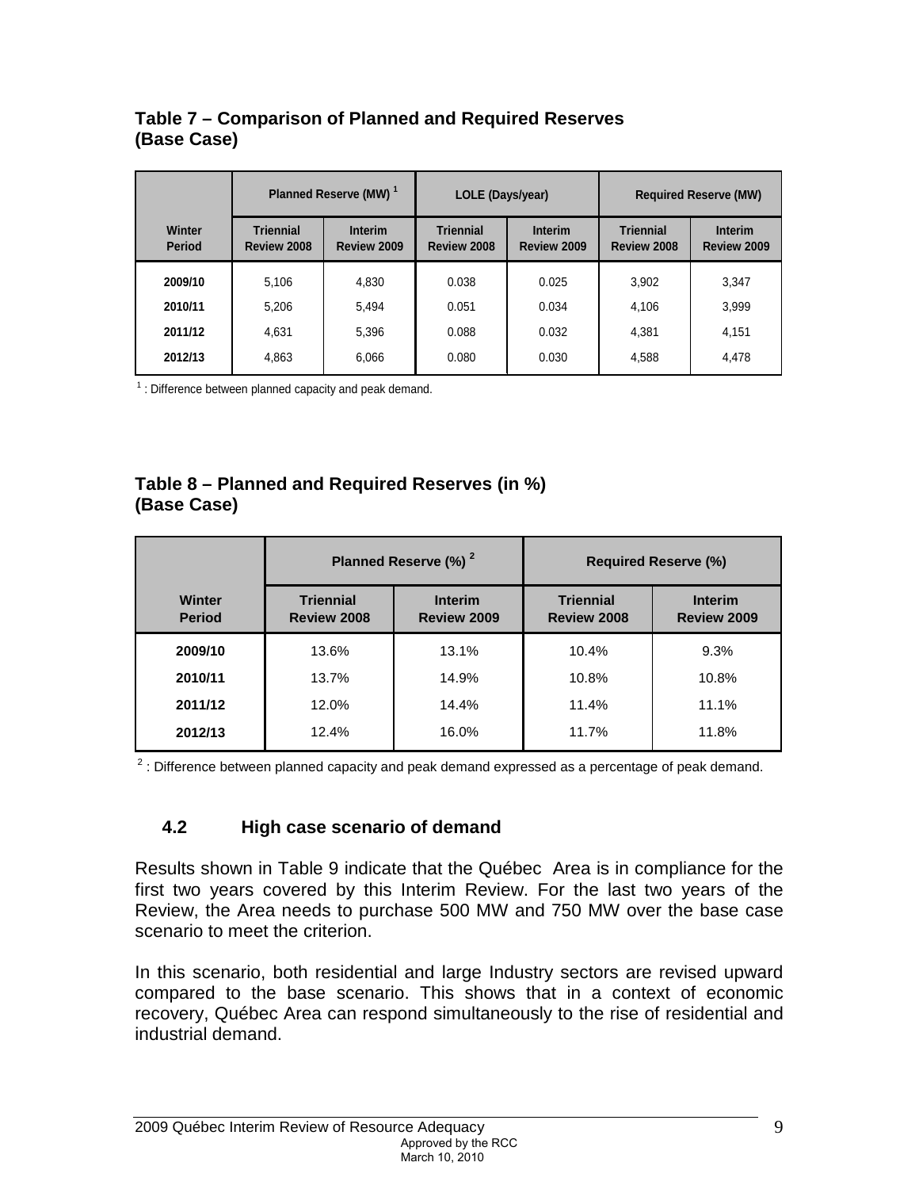**Table 7 – Comparison of Planned and Required Reserves (Base Case)**

| | Planned Reserve (MW) [1] | | LOLE (Days/year) | | Required Reserve (MW) | |
|---|---|---|---|---|---|---|
| Winter Period | Triennial Review 2008 | Interim Review 2009 | Triennial Review 2008 | Interim Review 2009 | Triennial Review 2008 | Interim Review 2009 |
| 2009/10 | 5,106 | 4,830 | 0.038 | 0.025 | 3,902 | 3,347 |
| 2010/11 | 5,206 | 5,494 | 0.051 | 0.034 | 4,106 | 3,999 |
| 2011/12 | 4,631 | 5,396 | 0.088 | 0.032 | 4,381 | 4,151 |
| 2012/13 | 4,863 | 6,066 | 0.080 | 0.030 | 4,588 | 4,478 |

[1] : Difference between planned capacity and peak demand.

**Table 8 – Planned and Required Reserves (in %) (Base Case)**

| | Planned Reserve (%) [2] | | Required Reserve (%) | |
|---|---|---|---|---|
| Winter Period | Triennial Review 2008 | Interim Review 2009 | Triennial Review 2008 | Interim Review 2009 |
| 2009/10 | 13.6% | 13.1% | 10.4% | 9.3% |
| 2010/11 | 13.7% | 14.9% | 10.8% | 10.8% |
| 2011/12 | 12.0% | 14.4% | 11.4% | 11.1% |
| 2012/13 | 12.4% | 16.0% | 11.7% | 11.8% |

[2] : Difference between planned capacity and peak demand expressed as a percentage of peak demand.

### 4.2 High case scenario of demand

Results shown in Table 9 indicate that the Québec Area is in compliance for the first two years covered by this Interim Review. For the last two years of the Review, the Area needs to purchase 500 MW and 750 MW over the base case scenario to meet the criterion.

In this scenario, both residential and large Industry sectors are revised upward compared to the base scenario. This shows that in a context of economic recovery, Québec Area can respond simultaneously to the rise of residential and industrial demand.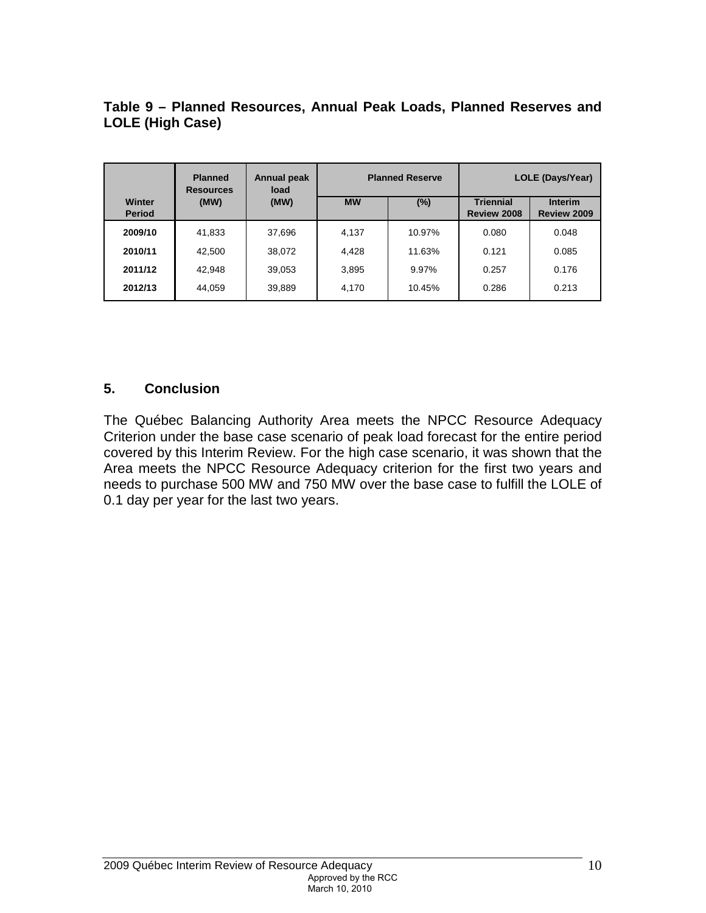**Table 9 – Planned Resources, Annual Peak Loads, Planned Reserves and LOLE (High Case)**

| Winter Period | Planned Resources (MW) | Annual peak load (MW) | Planned Reserve | | LOLE (Days/Year) | |
|---|---|---|---|---|---|---|
| | | | MW | (%) | Triennial Review 2008 | Interim Review 2009 |
| 2009/10 | 41,833 | 37,696 | 4,137 | 10.97% | 0.080 | 0.048 |
| 2010/11 | 42,500 | 38,072 | 4,428 | 11.63% | 0.121 | 0.085 |
| 2011/12 | 42,948 | 39,053 | 3,895 | 9.97% | 0.257 | 0.176 |
| 2012/13 | 44,059 | 39,889 | 4,170 | 10.45% | 0.286 | 0.213 |

## 5. Conclusion

The Québec Balancing Authority Area meets the NPCC Resource Adequacy Criterion under the base case scenario of peak load forecast for the entire period covered by this Interim Review. For the high case scenario, it was shown that the Area meets the NPCC Resource Adequacy criterion for the first two years and needs to purchase 500 MW and 750 MW over the base case to fulfill the LOLE of 0.1 day per year for the last two years.